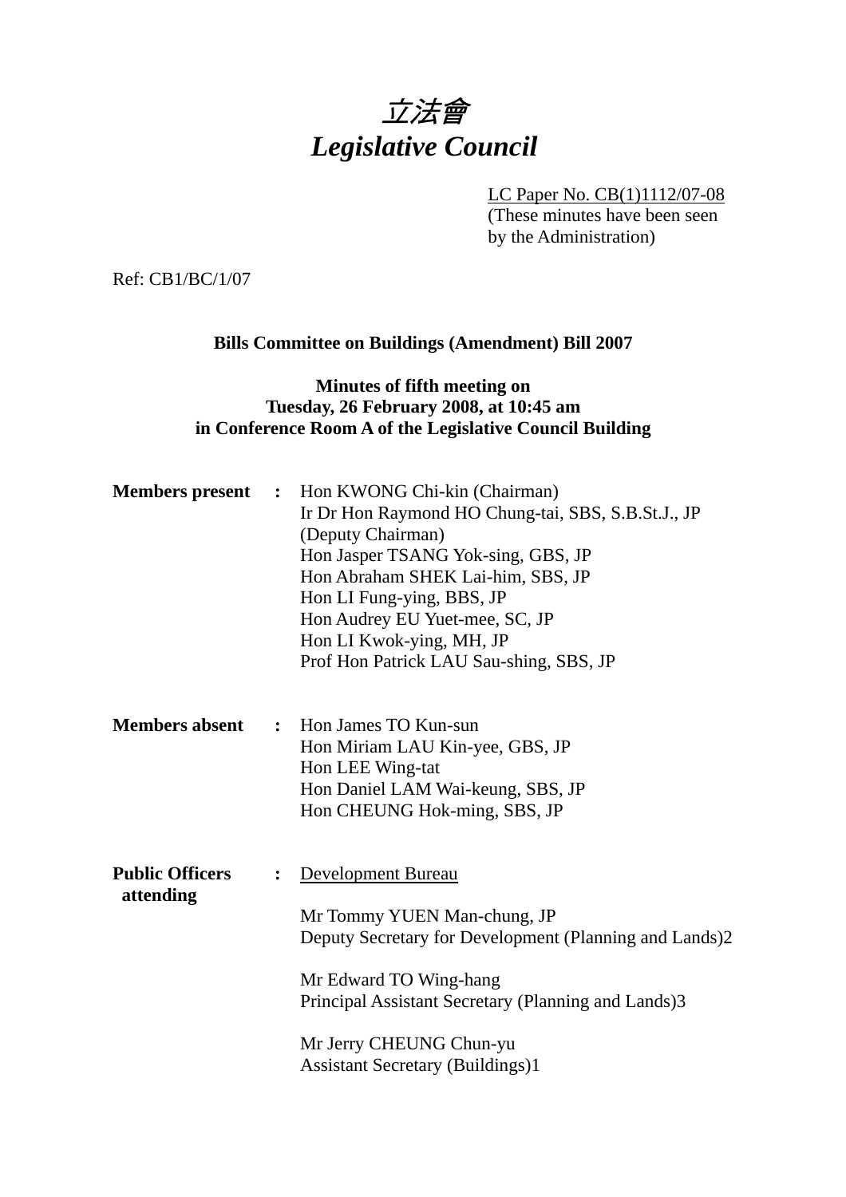# *立法會*
# *Legislative Council*

LC Paper No. CB(1)1112/07-08
(These minutes have been seen by the Administration)

Ref: CB1/BC/1/07

**Bills Committee on Buildings (Amendment) Bill 2007**

**Minutes of fifth meeting on**
**Tuesday, 26 February 2008, at 10:45 am**
**in Conference Room A of the Legislative Council Building**

**Members present :**
Hon KWONG Chi-kin (Chairman)
Ir Dr Hon Raymond HO Chung-tai, SBS, S.B.St.J., JP (Deputy Chairman)
Hon Jasper TSANG Yok-sing, GBS, JP
Hon Abraham SHEK Lai-him, SBS, JP
Hon LI Fung-ying, BBS, JP
Hon Audrey EU Yuet-mee, SC, JP
Hon LI Kwok-ying, MH, JP
Prof Hon Patrick LAU Sau-shing, SBS, JP

**Members absent :**
Hon James TO Kun-sun
Hon Miriam LAU Kin-yee, GBS, JP
Hon LEE Wing-tat
Hon Daniel LAM Wai-keung, SBS, JP
Hon CHEUNG Hok-ming, SBS, JP

**Public Officers attending :**
Development Bureau

Mr Tommy YUEN Man-chung, JP
Deputy Secretary for Development (Planning and Lands)2

Mr Edward TO Wing-hang
Principal Assistant Secretary (Planning and Lands)3

Mr Jerry CHEUNG Chun-yu
Assistant Secretary (Buildings)1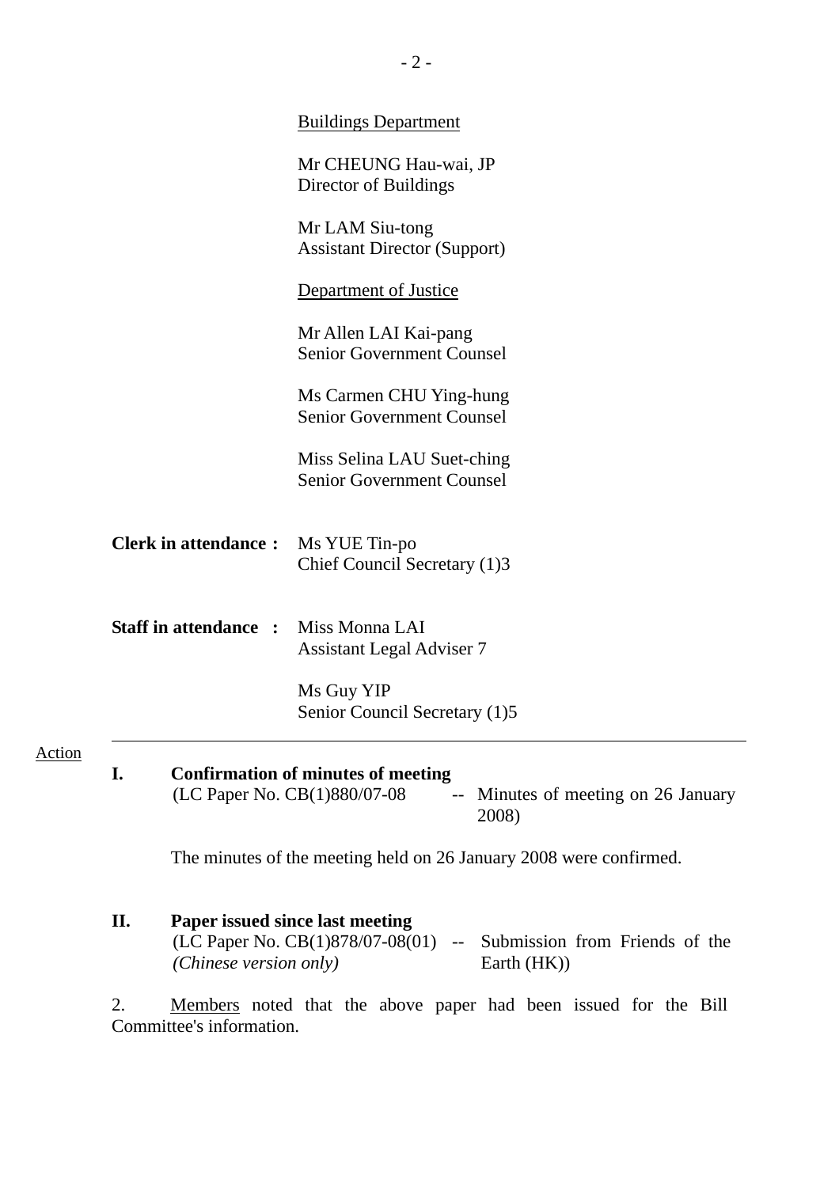<u>Buildings Department</u>

Mr CHEUNG Hau-wai, JP
Director of Buildings

Mr LAM Siu-tong
Assistant Director (Support)

<u>Department of Justice</u>

Mr Allen LAI Kai-pang
Senior Government Counsel

Ms Carmen CHU Ying-hung
Senior Government Counsel

Miss Selina LAU Suet-ching
Senior Government Counsel

**Clerk in attendance :** Ms YUE Tin-po
Chief Council Secretary (1)3

**Staff in attendance :** Miss Monna LAI
Assistant Legal Adviser 7

Ms Guy YIP
Senior Council Secretary (1)5

---

<u>Action</u>

**I. Confirmation of minutes of meeting**
(LC Paper No. CB(1)880/07-08 -- Minutes of meeting on 26 January 2008)

The minutes of the meeting held on 26 January 2008 were confirmed.

**II. Paper issued since last meeting**
(LC Paper No. CB(1)878/07-08(01) -- Submission from Friends of the Earth (HK))
*(Chinese version only)*

2. <u>Members</u> noted that the above paper had been issued for the Bill Committee's information.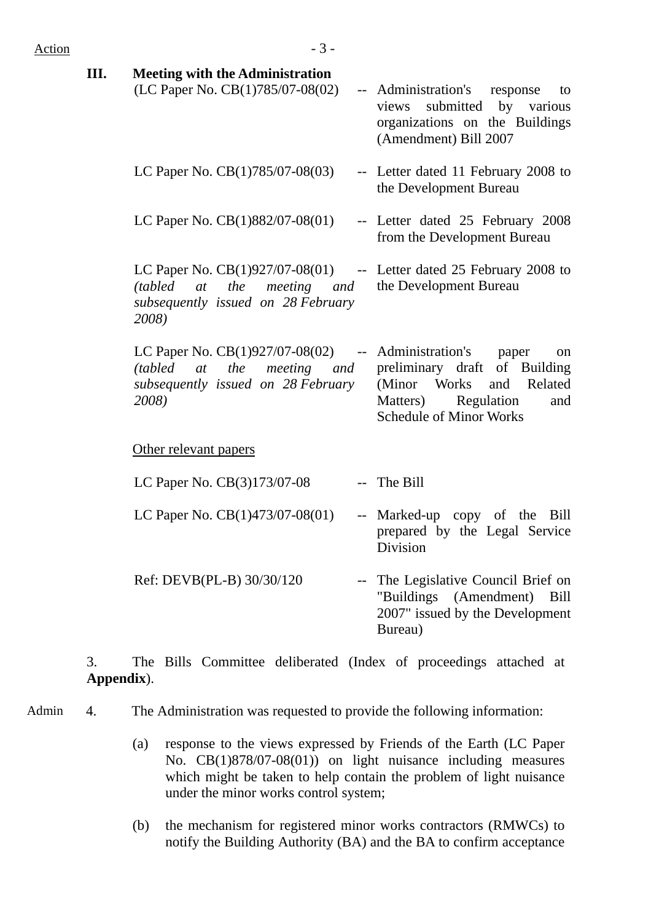**III. Meeting with the Administration**

| | | |
|---|---|---|
| (LC Paper No. CB(1)785/07-08(02) | -- | Administration's response to views submitted by various organizations on the Buildings (Amendment) Bill 2007 |
| LC Paper No. CB(1)785/07-08(03) | -- | Letter dated 11 February 2008 to the Development Bureau |
| LC Paper No. CB(1)882/07-08(01) | -- | Letter dated 25 February 2008 from the Development Bureau |
| LC Paper No. CB(1)927/07-08(01) *(tabled at the meeting and subsequently issued on 28 February 2008)* | -- | Letter dated 25 February 2008 to the Development Bureau |
| LC Paper No. CB(1)927/07-08(02) *(tabled at the meeting and subsequently issued on 28 February 2008)* | -- | Administration's paper on preliminary draft of Building (Minor Works and Related Matters) Regulation and Schedule of Minor Works |

Other relevant papers

| | | |
|---|---|---|
| LC Paper No. CB(3)173/07-08 | -- | The Bill |
| LC Paper No. CB(1)473/07-08(01) | -- | Marked-up copy of the Bill prepared by the Legal Service Division |
| Ref: DEVB(PL-B) 30/30/120 | -- | The Legislative Council Brief on "Buildings (Amendment) Bill 2007" issued by the Development Bureau) |

3. The Bills Committee deliberated (Index of proceedings attached at **Appendix**).

Admin

4. The Administration was requested to provide the following information:

(a) response to the views expressed by Friends of the Earth (LC Paper No. CB(1)878/07-08(01)) on light nuisance including measures which might be taken to help contain the problem of light nuisance under the minor works control system;

(b) the mechanism for registered minor works contractors (RMWCs) to notify the Building Authority (BA) and the BA to confirm acceptance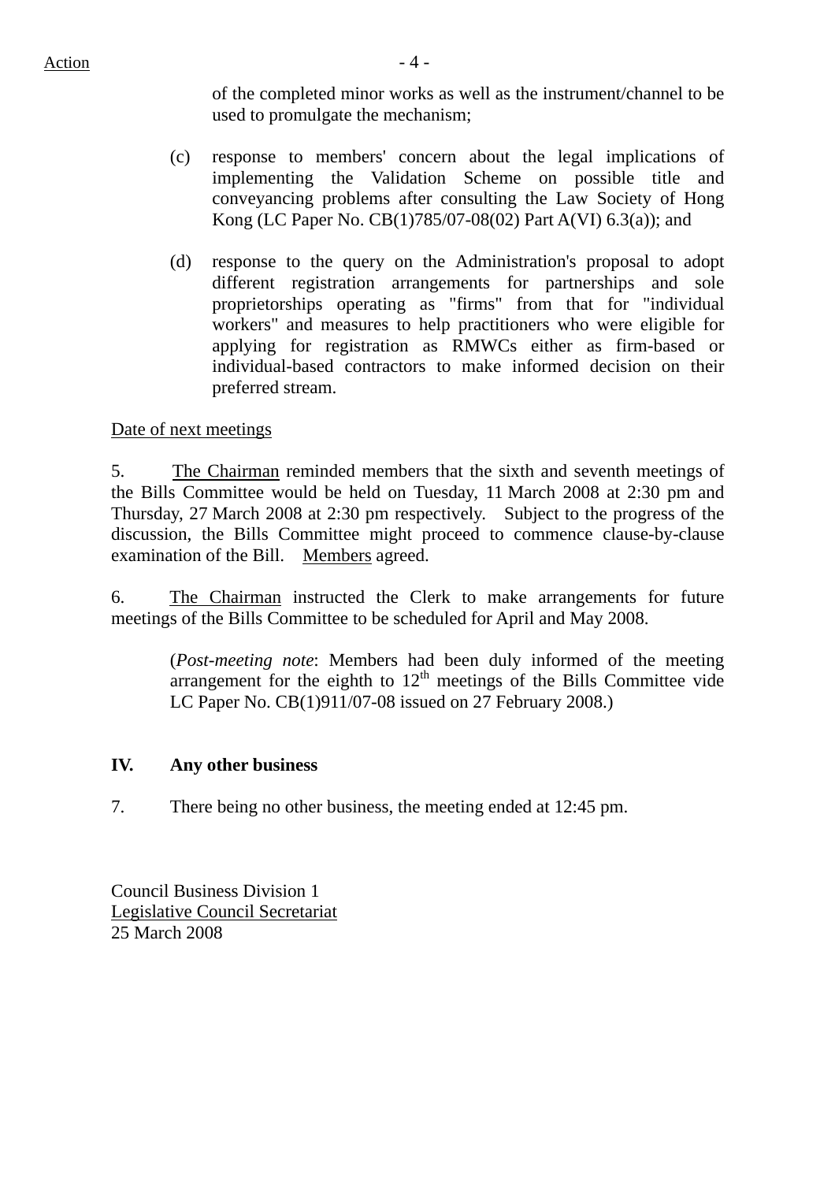of the completed minor works as well as the instrument/channel to be used to promulgate the mechanism;

(c) response to members' concern about the legal implications of implementing the Validation Scheme on possible title and conveyancing problems after consulting the Law Society of Hong Kong (LC Paper No. CB(1)785/07-08(02) Part A(VI) 6.3(a)); and

(d) response to the query on the Administration's proposal to adopt different registration arrangements for partnerships and sole proprietorships operating as "firms" from that for "individual workers" and measures to help practitioners who were eligible for applying for registration as RMWCs either as firm-based or individual-based contractors to make informed decision on their preferred stream.

Date of next meetings

5. The Chairman reminded members that the sixth and seventh meetings of the Bills Committee would be held on Tuesday, 11 March 2008 at 2:30 pm and Thursday, 27 March 2008 at 2:30 pm respectively. Subject to the progress of the discussion, the Bills Committee might proceed to commence clause-by-clause examination of the Bill. Members agreed.

6. The Chairman instructed the Clerk to make arrangements for future meetings of the Bills Committee to be scheduled for April and May 2008.

(*Post-meeting note*: Members had been duly informed of the meeting arrangement for the eighth to 12th meetings of the Bills Committee vide LC Paper No. CB(1)911/07-08 issued on 27 February 2008.)

**IV. Any other business**

7. There being no other business, the meeting ended at 12:45 pm.

Council Business Division 1
Legislative Council Secretariat
25 March 2008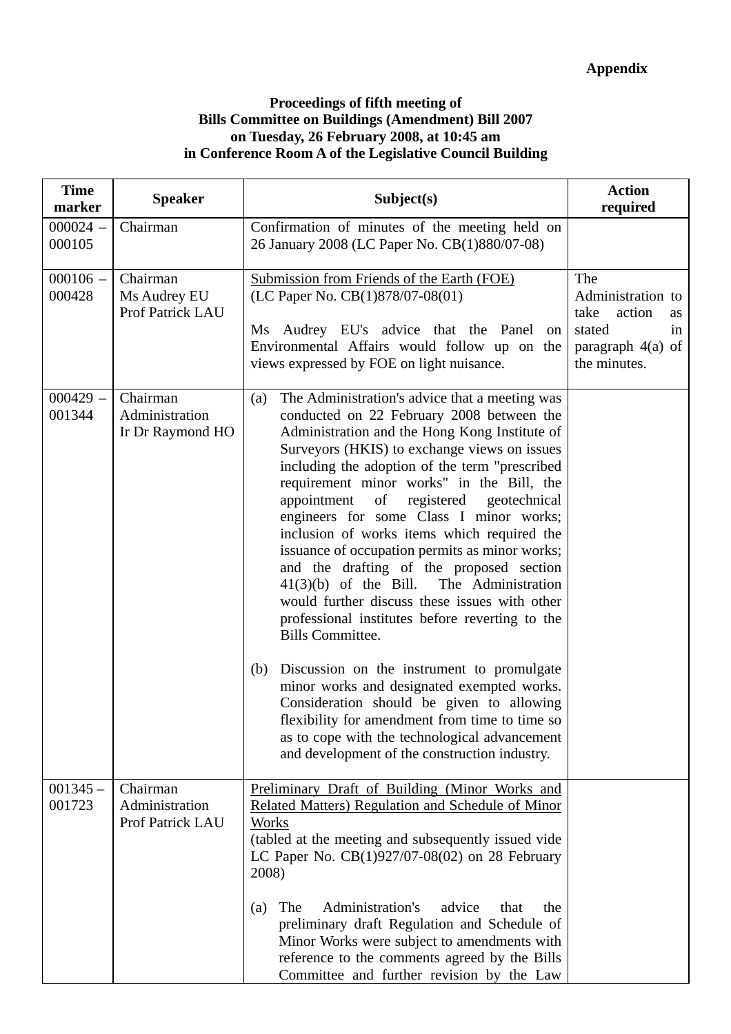**Appendix**

**Proceedings of fifth meeting of Bills Committee on Buildings (Amendment) Bill 2007 on Tuesday, 26 February 2008, at 10:45 am in Conference Room A of the Legislative Council Building**

| Time marker | Speaker | Subject(s) | Action required |
|---|---|---|---|
| 000024 – 000105 | Chairman | Confirmation of minutes of the meeting held on 26 January 2008 (LC Paper No. CB(1)880/07-08) | |
| 000106 – 000428 | Chairman<br>Ms Audrey EU<br>Prof Patrick LAU | Submission from Friends of the Earth (FOE) (LC Paper No. CB(1)878/07-08(01)<br><br>Ms Audrey EU's advice that the Panel on Environmental Affairs would follow up on the views expressed by FOE on light nuisance. | The Administration to take action as stated in paragraph 4(a) of the minutes. |
| 000429 – 001344 | Chairman<br>Administration<br>Ir Dr Raymond HO | (a) The Administration's advice that a meeting was conducted on 22 February 2008 between the Administration and the Hong Kong Institute of Surveyors (HKIS) to exchange views on issues including the adoption of the term "prescribed requirement minor works" in the Bill, the appointment of registered geotechnical engineers for some Class I minor works; inclusion of works items which required the issuance of occupation permits as minor works; and the drafting of the proposed section 41(3)(b) of the Bill. The Administration would further discuss these issues with other professional institutes before reverting to the Bills Committee.<br><br>(b) Discussion on the instrument to promulgate minor works and designated exempted works. Consideration should be given to allowing flexibility for amendment from time to time so as to cope with the technological advancement and development of the construction industry. | |
| 001345 – 001723 | Chairman<br>Administration<br>Prof Patrick LAU | Preliminary Draft of Building (Minor Works and Related Matters) Regulation and Schedule of Minor Works<br>(tabled at the meeting and subsequently issued vide LC Paper No. CB(1)927/07-08(02) on 28 February 2008)<br><br>(a) The Administration's advice that the preliminary draft Regulation and Schedule of Minor Works were subject to amendments with reference to the comments agreed by the Bills Committee and further revision by the Law | |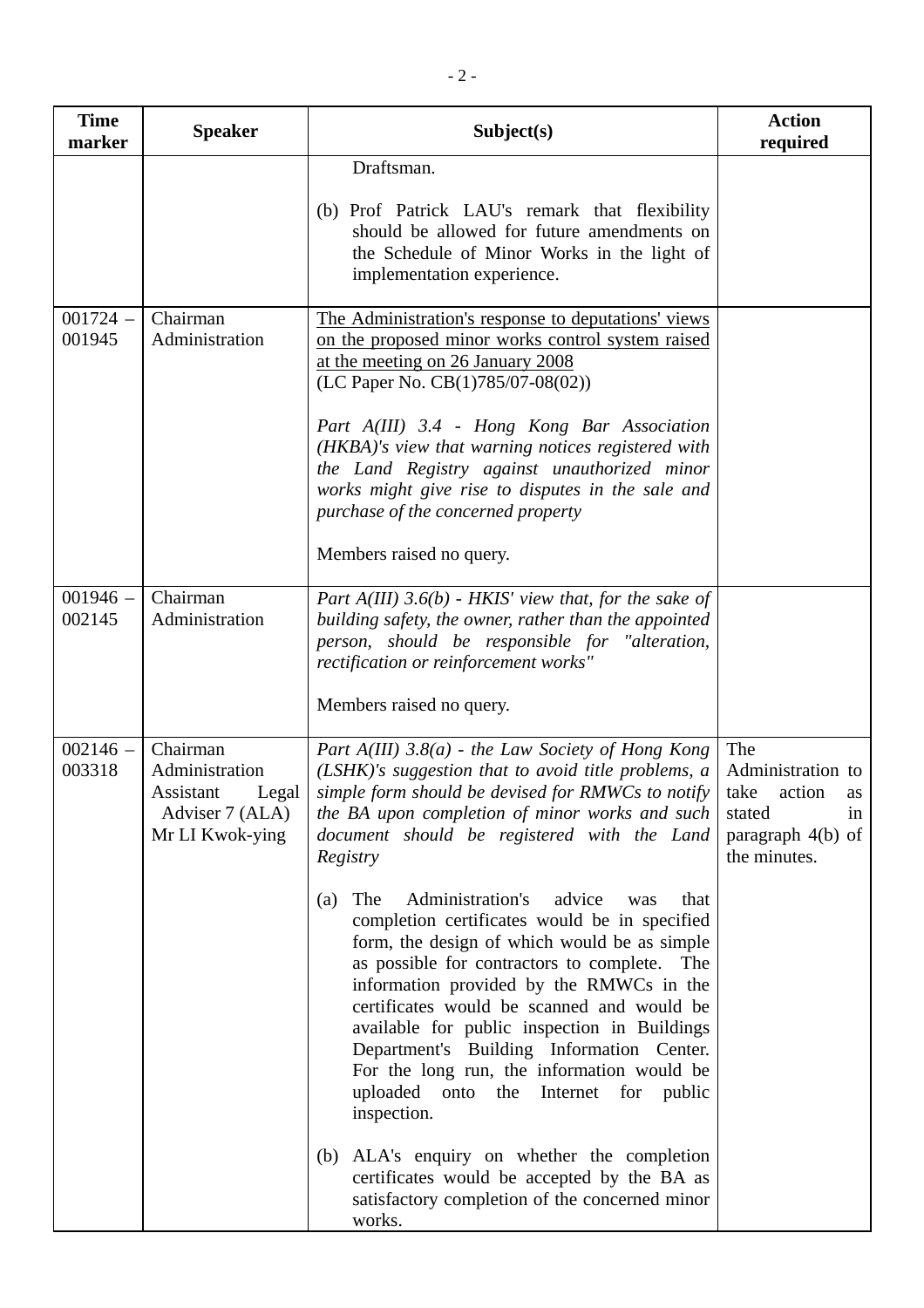| Time marker | Speaker | Subject(s) | Action required |
|---|---|---|---|
| | | Draftsman.<br><br>(b) Prof Patrick LAU's remark that flexibility should be allowed for future amendments on the Schedule of Minor Works in the light of implementation experience. | |
| 001724 – 001945 | Chairman<br>Administration | <u>The Administration's response to deputations' views on the proposed minor works control system raised at the meeting on 26 January 2008</u><br>(LC Paper No. CB(1)785/07-08(02))<br><br>*Part A(III) 3.4 - Hong Kong Bar Association (HKBA)'s view that warning notices registered with the Land Registry against unauthorized minor works might give rise to disputes in the sale and purchase of the concerned property*<br><br>Members raised no query. | |
| 001946 – 002145 | Chairman<br>Administration | *Part A(III) 3.6(b) - HKIS' view that, for the sake of building safety, the owner, rather than the appointed person, should be responsible for "alteration, rectification or reinforcement works"*<br><br>Members raised no query. | |
| 002146 – 003318 | Chairman<br>Administration<br>Assistant Legal Adviser 7 (ALA)<br>Mr LI Kwok-ying | *Part A(III) 3.8(a) - the Law Society of Hong Kong (LSHK)'s suggestion that to avoid title problems, a simple form should be devised for RMWCs to notify the BA upon completion of minor works and such document should be registered with the Land Registry*<br><br>(a) The Administration's advice was that completion certificates would be in specified form, the design of which would be as simple as possible for contractors to complete. The information provided by the RMWCs in the certificates would be scanned and would be available for public inspection in Buildings Department's Building Information Center. For the long run, the information would be uploaded onto the Internet for public inspection.<br><br>(b) ALA's enquiry on whether the completion certificates would be accepted by the BA as satisfactory completion of the concerned minor works. | The Administration to take action as stated in paragraph 4(b) of the minutes. |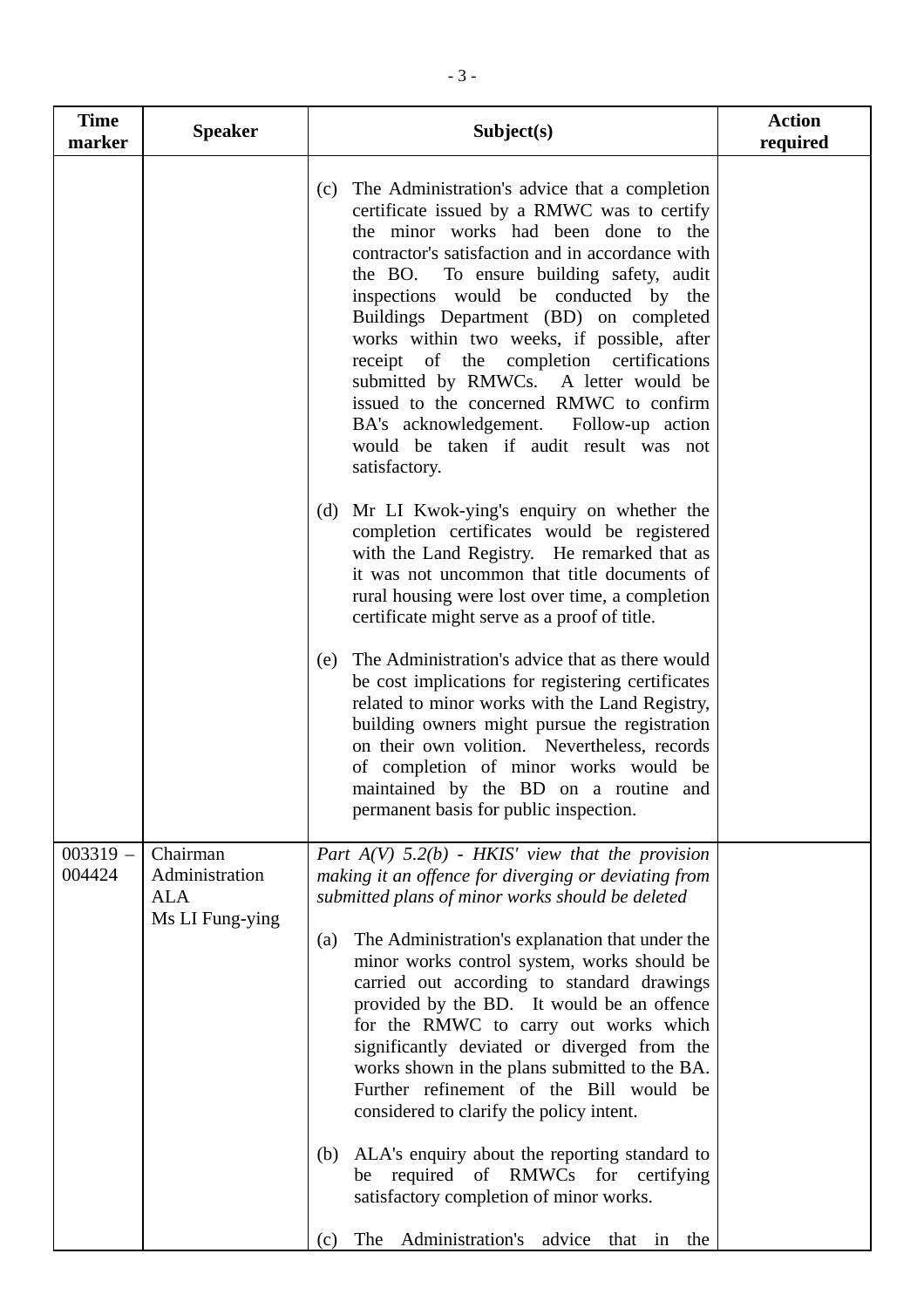| Time marker | Speaker | Subject(s) | Action required |
|---|---|---|---|
| | | (c) The Administration's advice that a completion certificate issued by a RMWC was to certify the minor works had been done to the contractor's satisfaction and in accordance with the BO. To ensure building safety, audit inspections would be conducted by the Buildings Department (BD) on completed works within two weeks, if possible, after receipt of the completion certifications submitted by RMWCs. A letter would be issued to the concerned RMWC to confirm BA's acknowledgement. Follow-up action would be taken if audit result was not satisfactory.<br><br>(d) Mr LI Kwok-ying's enquiry on whether the completion certificates would be registered with the Land Registry. He remarked that as it was not uncommon that title documents of rural housing were lost over time, a completion certificate might serve as a proof of title.<br><br>(e) The Administration's advice that as there would be cost implications for registering certificates related to minor works with the Land Registry, building owners might pursue the registration on their own volition. Nevertheless, records of completion of minor works would be maintained by the BD on a routine and permanent basis for public inspection. | |
| 003319 – 004424 | Chairman<br>Administration<br>ALA<br>Ms LI Fung-ying | *Part A(V) 5.2(b) - HKIS' view that the provision making it an offence for diverging or deviating from submitted plans of minor works should be deleted*<br><br>(a) The Administration's explanation that under the minor works control system, works should be carried out according to standard drawings provided by the BD. It would be an offence for the RMWC to carry out works which significantly deviated or diverged from the works shown in the plans submitted to the BA. Further refinement of the Bill would be considered to clarify the policy intent.<br><br>(b) ALA's enquiry about the reporting standard to be required of RMWCs for certifying satisfactory completion of minor works.<br><br>(c) The Administration's advice that in the | |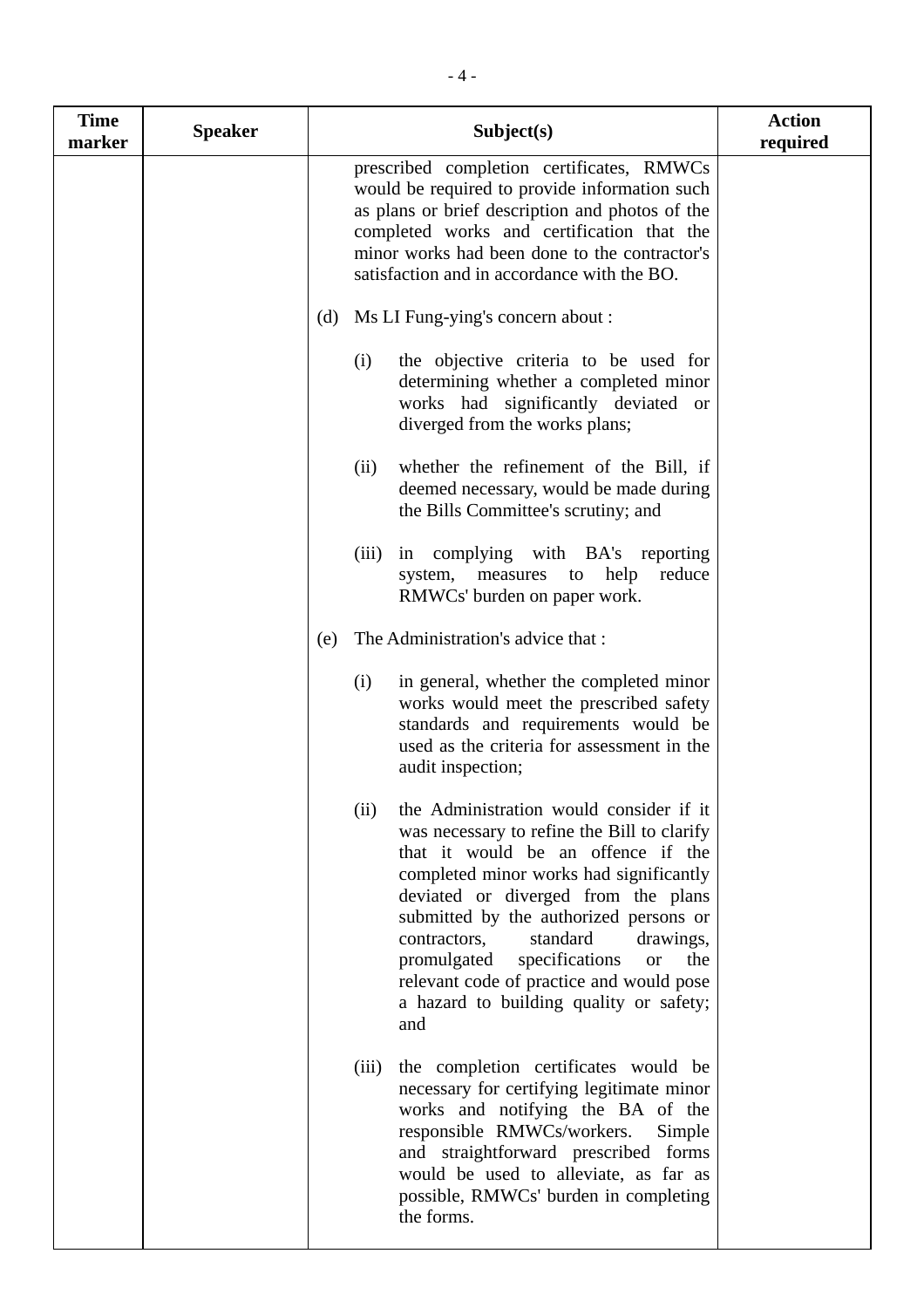| Time marker | Speaker | Subject(s) | Action required |
|---|---|---|---|
| | | prescribed completion certificates, RMWCs would be required to provide information such as plans or brief description and photos of the completed works and certification that the minor works had been done to the contractor's satisfaction and in accordance with the BO.<br><br>(d) Ms LI Fung-ying's concern about :<br><br>(i) the objective criteria to be used for determining whether a completed minor works had significantly deviated or diverged from the works plans;<br><br>(ii) whether the refinement of the Bill, if deemed necessary, would be made during the Bills Committee's scrutiny; and<br><br>(iii) in complying with BA's reporting system, measures to help reduce RMWCs' burden on paper work.<br><br>(e) The Administration's advice that :<br><br>(i) in general, whether the completed minor works would meet the prescribed safety standards and requirements would be used as the criteria for assessment in the audit inspection;<br><br>(ii) the Administration would consider if it was necessary to refine the Bill to clarify that it would be an offence if the completed minor works had significantly deviated or diverged from the plans submitted by the authorized persons or contractors, standard drawings, promulgated specifications or the relevant code of practice and would pose a hazard to building quality or safety; and<br><br>(iii) the completion certificates would be necessary for certifying legitimate minor works and notifying the BA of the responsible RMWCs/workers. Simple and straightforward prescribed forms would be used to alleviate, as far as possible, RMWCs' burden in completing the forms. | |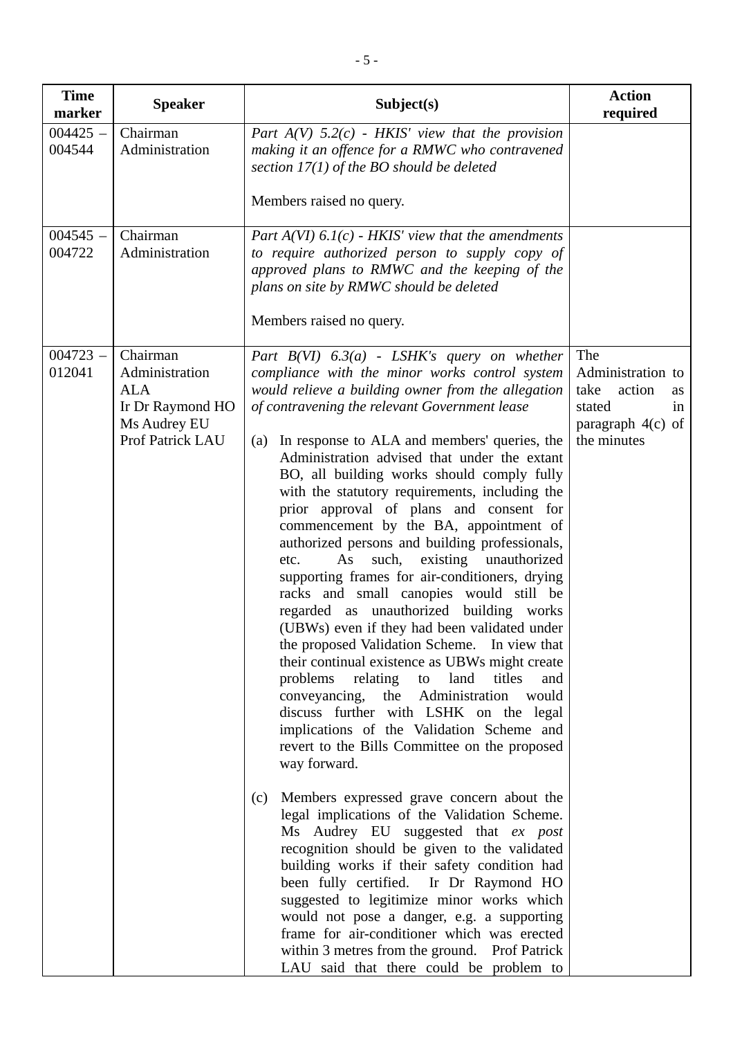| Time marker | Speaker | Subject(s) | Action required |
|---|---|---|---|
| 004425 – 004544 | Chairman<br>Administration | *Part A(V) 5.2(c) - HKIS' view that the provision making it an offence for a RMWC who contravened section 17(1) of the BO should be deleted*<br><br>Members raised no query. | |
| 004545 – 004722 | Chairman<br>Administration | *Part A(VI) 6.1(c) - HKIS' view that the amendments to require authorized person to supply copy of approved plans to RMWC and the keeping of the plans on site by RMWC should be deleted*<br><br>Members raised no query. | |
| 004723 – 012041 | Chairman<br>Administration<br>ALA<br>Ir Dr Raymond HO<br>Ms Audrey EU<br>Prof Patrick LAU | *Part B(VI) 6.3(a) - LSHK's query on whether compliance with the minor works control system would relieve a building owner from the allegation of contravening the relevant Government lease*<br><br>(a) In response to ALA and members' queries, the Administration advised that under the extant BO, all building works should comply fully with the statutory requirements, including the prior approval of plans and consent for commencement by the BA, appointment of authorized persons and building professionals, etc. As such, existing unauthorized supporting frames for air-conditioners, drying racks and small canopies would still be regarded as unauthorized building works (UBWs) even if they had been validated under the proposed Validation Scheme. In view that their continual existence as UBWs might create problems relating to land titles and conveyancing, the Administration would discuss further with LSHK on the legal implications of the Validation Scheme and revert to the Bills Committee on the proposed way forward.<br><br>(c) Members expressed grave concern about the legal implications of the Validation Scheme. Ms Audrey EU suggested that *ex post* recognition should be given to the validated building works if their safety condition had been fully certified. Ir Dr Raymond HO suggested to legitimize minor works which would not pose a danger, e.g. a supporting frame for air-conditioner which was erected within 3 metres from the ground. Prof Patrick LAU said that there could be problem to | The Administration to take action as stated in paragraph 4(c) of the minutes |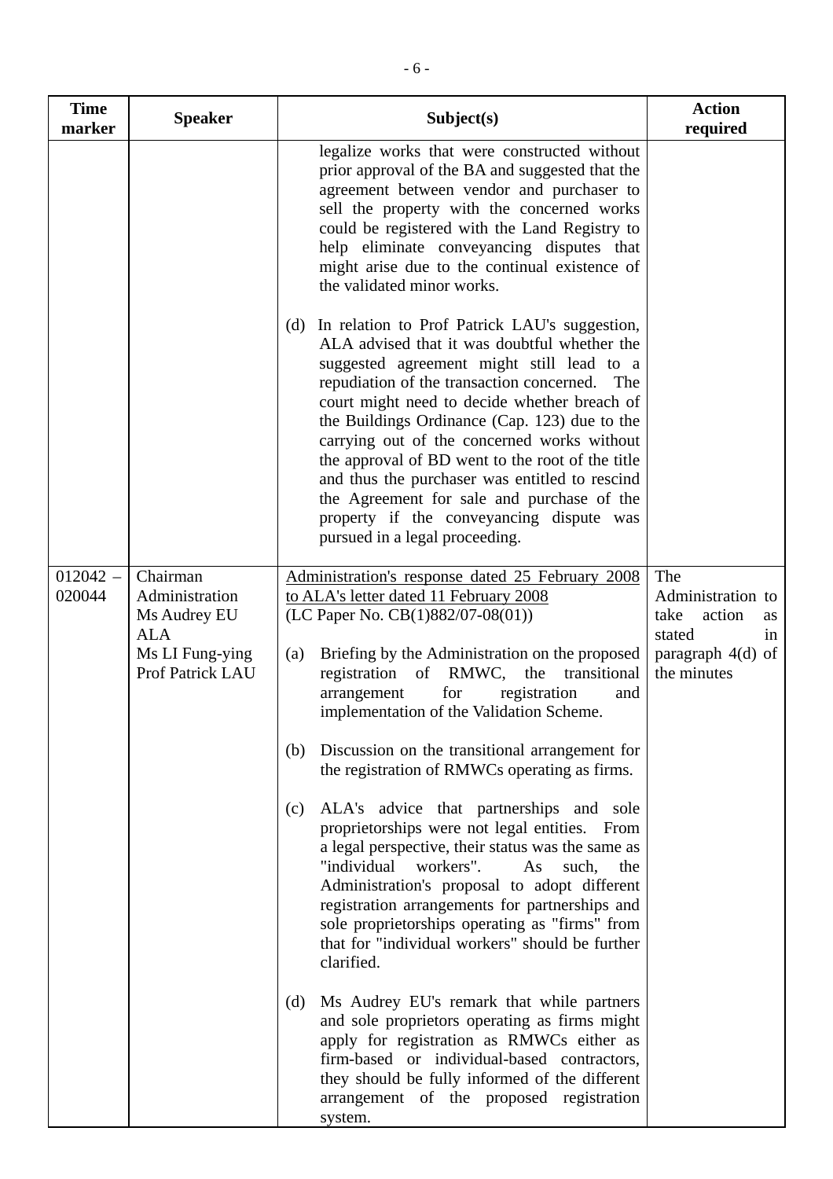| Time marker | Speaker | Subject(s) | Action required |
|---|---|---|---|
| | | legalize works that were constructed without prior approval of the BA and suggested that the agreement between vendor and purchaser to sell the property with the concerned works could be registered with the Land Registry to help eliminate conveyancing disputes that might arise due to the continual existence of the validated minor works.<br><br>(d) In relation to Prof Patrick LAU's suggestion, ALA advised that it was doubtful whether the suggested agreement might still lead to a repudiation of the transaction concerned. The court might need to decide whether breach of the Buildings Ordinance (Cap. 123) due to the carrying out of the concerned works without the approval of BD went to the root of the title and thus the purchaser was entitled to rescind the Agreement for sale and purchase of the property if the conveyancing dispute was pursued in a legal proceeding. | |
| 012042 – 020044 | Chairman<br>Administration<br>Ms Audrey EU<br>ALA<br>Ms LI Fung-ying<br>Prof Patrick LAU | <u>Administration's response dated 25 February 2008 to ALA's letter dated 11 February 2008</u><br>(LC Paper No. CB(1)882/07-08(01))<br><br>(a) Briefing by the Administration on the proposed registration of RMWC, the transitional arrangement for registration and implementation of the Validation Scheme.<br><br>(b) Discussion on the transitional arrangement for the registration of RMWCs operating as firms.<br><br>(c) ALA's advice that partnerships and sole proprietorships were not legal entities. From a legal perspective, their status was the same as "individual workers". As such, the Administration's proposal to adopt different registration arrangements for partnerships and sole proprietorships operating as "firms" from that for "individual workers" should be further clarified.<br><br>(d) Ms Audrey EU's remark that while partners and sole proprietors operating as firms might apply for registration as RMWCs either as firm-based or individual-based contractors, they should be fully informed of the different arrangement of the proposed registration system. | The Administration to take action as stated in paragraph 4(d) of the minutes |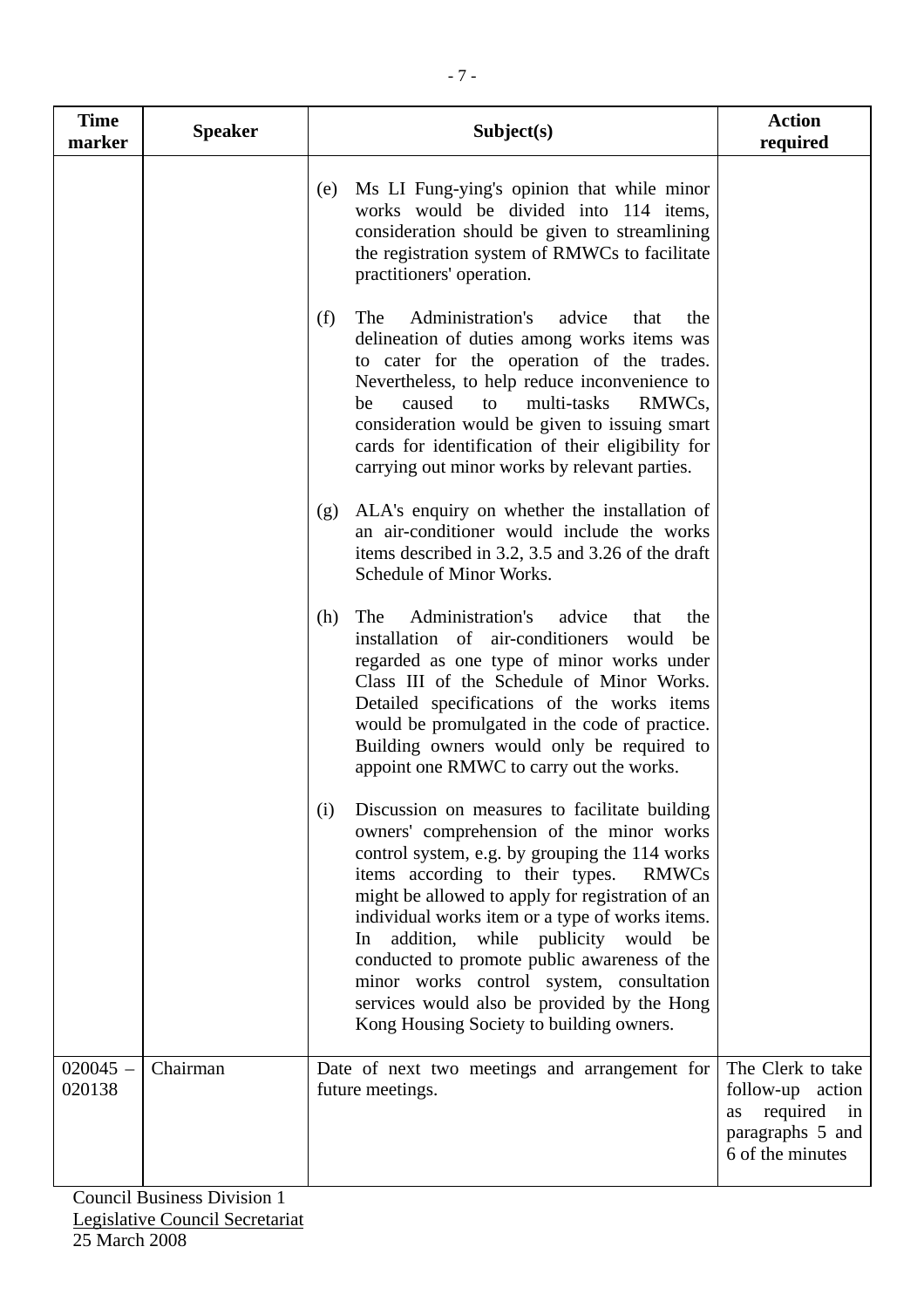| Time marker | Speaker | Subject(s) | Action required |
|---|---|---|---|
| | | (e) Ms LI Fung-ying's opinion that while minor works would be divided into 114 items, consideration should be given to streamlining the registration system of RMWCs to facilitate practitioners' operation.<br><br>(f) The Administration's advice that the delineation of duties among works items was to cater for the operation of the trades. Nevertheless, to help reduce inconvenience to be caused to multi-tasks RMWCs, consideration would be given to issuing smart cards for identification of their eligibility for carrying out minor works by relevant parties.<br><br>(g) ALA's enquiry on whether the installation of an air-conditioner would include the works items described in 3.2, 3.5 and 3.26 of the draft Schedule of Minor Works.<br><br>(h) The Administration's advice that the installation of air-conditioners would be regarded as one type of minor works under Class III of the Schedule of Minor Works. Detailed specifications of the works items would be promulgated in the code of practice. Building owners would only be required to appoint one RMWC to carry out the works.<br><br>(i) Discussion on measures to facilitate building owners' comprehension of the minor works control system, e.g. by grouping the 114 works items according to their types. RMWCs might be allowed to apply for registration of an individual works item or a type of works items. In addition, while publicity would be conducted to promote public awareness of the minor works control system, consultation services would also be provided by the Hong Kong Housing Society to building owners. | |
| 020045 – 020138 | Chairman | Date of next two meetings and arrangement for future meetings. | The Clerk to take follow-up action as required in paragraphs 5 and 6 of the minutes |

Council Business Division 1
Legislative Council Secretariat
25 March 2008